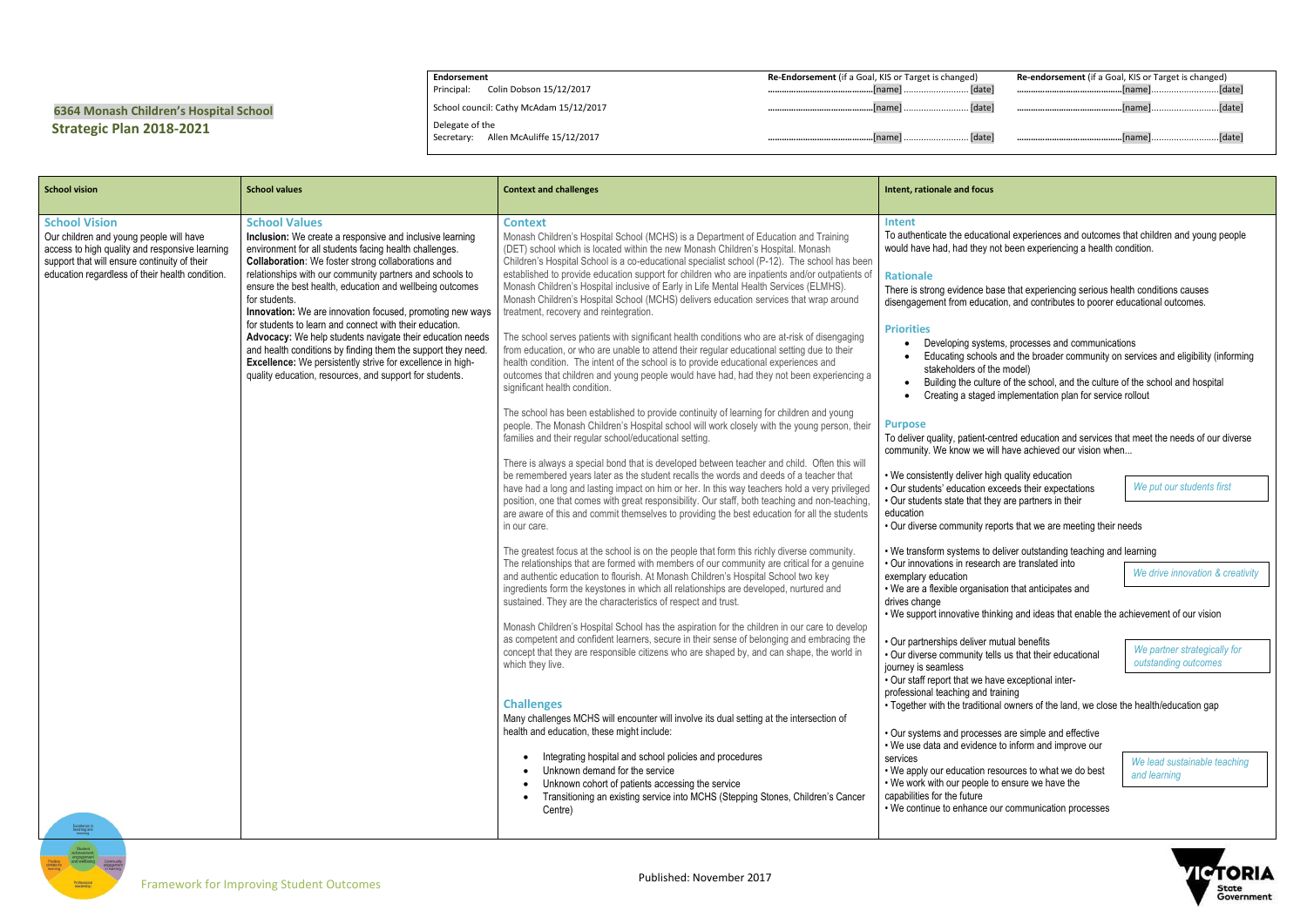# 6364 Monash Children's Hospital School
## Strategic Plan 2018-2021

| Endorsement | Re-Endorsement (if a Goal, KIS or Target is changed) | Re-endorsement (if a Goal, KIS or Target is changed) |
|---|---|---|
| Principal: Colin Dobson 15/12/2017 | ..........................................[name] .......................... [date] | ..........................................[name]..........................[date] |
| School council: Cathy McAdam 15/12/2017 | ..........................................[name] .......................... [date] | ..........................................[name]..........................[date] |
| Delegate of the Secretary: Allen McAuliffe 15/12/2017 | ..........................................[name] .......................... [date] | ..........................................[name]..........................[date] |

| School vision | School values | Context and challenges | Intent, rationale and focus |
|---|---|---|---|
| **School Vision**<br>Our children and young people will have access to high quality and responsive learning support that will ensure continuity of their education regardless of their health condition. | **School Values**<br>**Inclusion:** We create a responsive and inclusive learning environment for all students facing health challenges.<br>**Collaboration**: We foster strong collaborations and relationships with our community partners and schools to ensure the best health, education and wellbeing outcomes for students.<br>**Innovation:** We are innovation focused, promoting new ways for students to learn and connect with their education.<br>**Advocacy:** We help students navigate their education needs and health conditions by finding them the support they need.<br>**Excellence:** We persistently strive for excellence in high-quality education, resources, and support for students. | **Context**<br>Monash Children's Hospital School (MCHS) is a Department of Education and Training (DET) school which is located within the new Monash Children's Hospital. Monash Children's Hospital School is a co-educational specialist school (P-12). The school has been established to provide education support for children who are inpatients and/or outpatients of Monash Children's Hospital inclusive of Early in Life Mental Health Services (ELMHS). Monash Children's Hospital School (MCHS) delivers education services that wrap around treatment, recovery and reintegration.<br><br>The school serves patients with significant health conditions who are at-risk of disengaging from education, or who are unable to attend their regular educational setting due to their health condition. The intent of the school is to provide educational experiences and outcomes that children and young people would have had, had they not been experiencing a significant health condition.<br><br>The school has been established to provide continuity of learning for children and young people. The Monash Children's Hospital school will work closely with the young person, their families and their regular school/educational setting.<br><br>There is always a special bond that is developed between teacher and child. Often this will be remembered years later as the student recalls the words and deeds of a teacher that have had a long and lasting impact on him or her. In this way teachers hold a very privileged position, one that comes with great responsibility. Our staff, both teaching and non-teaching, are aware of this and commit themselves to providing the best education for all the students in our care.<br><br>The greatest focus at the school is on the people that form this richly diverse community. The relationships that are formed with members of our community are critical for a genuine and authentic education to flourish. At Monash Children's Hospital School two key ingredients form the keystones in which all relationships are developed, nurtured and sustained. They are the characteristics of respect and trust.<br><br>Monash Children's Hospital School has the aspiration for the children in our care to develop as competent and confident learners, secure in their sense of belonging and embracing the concept that they are responsible citizens who are shaped by, and can shape, the world in which they live.<br><br>**Challenges**<br>Many challenges MCHS will encounter will involve its dual setting at the intersection of health and education, these might include:<br>• Integrating hospital and school policies and procedures<br>• Unknown demand for the service<br>• Unknown cohort of patients accessing the service<br>• Transitioning an existing service into MCHS (Stepping Stones, Children's Cancer Centre) | **Intent**<br>To authenticate the educational experiences and outcomes that children and young people would have had, had they not been experiencing a health condition.<br><br>**Rationale**<br>There is strong evidence base that experiencing serious health conditions causes disengagement from education, and contributes to poorer educational outcomes.<br><br>**Priorities**<br>• Developing systems, processes and communications<br>• Educating schools and the broader community on services and eligibility (informing stakeholders of the model)<br>• Building the culture of the school, and the culture of the school and hospital<br>• Creating a staged implementation plan for service rollout<br><br>**Purpose**<br>To deliver quality, patient-centred education and services that meet the needs of our diverse community. We know we will have achieved our vision when...<br><br>*We put our students first*<br>• We consistently deliver high quality education<br>• Our students' education exceeds their expectations<br>• Our students state that they are partners in their education<br>• Our diverse community reports that we are meeting their needs<br><br>*We drive innovation & creativity*<br>• We transform systems to deliver outstanding teaching and learning<br>• Our innovations in research are translated into exemplary education<br>• We are a flexible organisation that anticipates and drives change<br>• We support innovative thinking and ideas that enable the achievement of our vision<br><br>*We partner strategically for outstanding outcomes*<br>• Our partnerships deliver mutual benefits<br>• Our diverse community tells us that their educational journey is seamless<br>• Our staff report that we have exceptional inter-professional teaching and training<br>• Together with the traditional owners of the land, we close the health/education gap<br><br>*We lead sustainable teaching and learning*<br>• Our systems and processes are simple and effective<br>• We use data and evidence to inform and improve our services<br>• We apply our education resources to what we do best<br>• We work with our people to ensure we have the capabilities for the future<br>• We continue to enhance our communication processes |

Framework for Improving Student Outcomes

Published: November 2017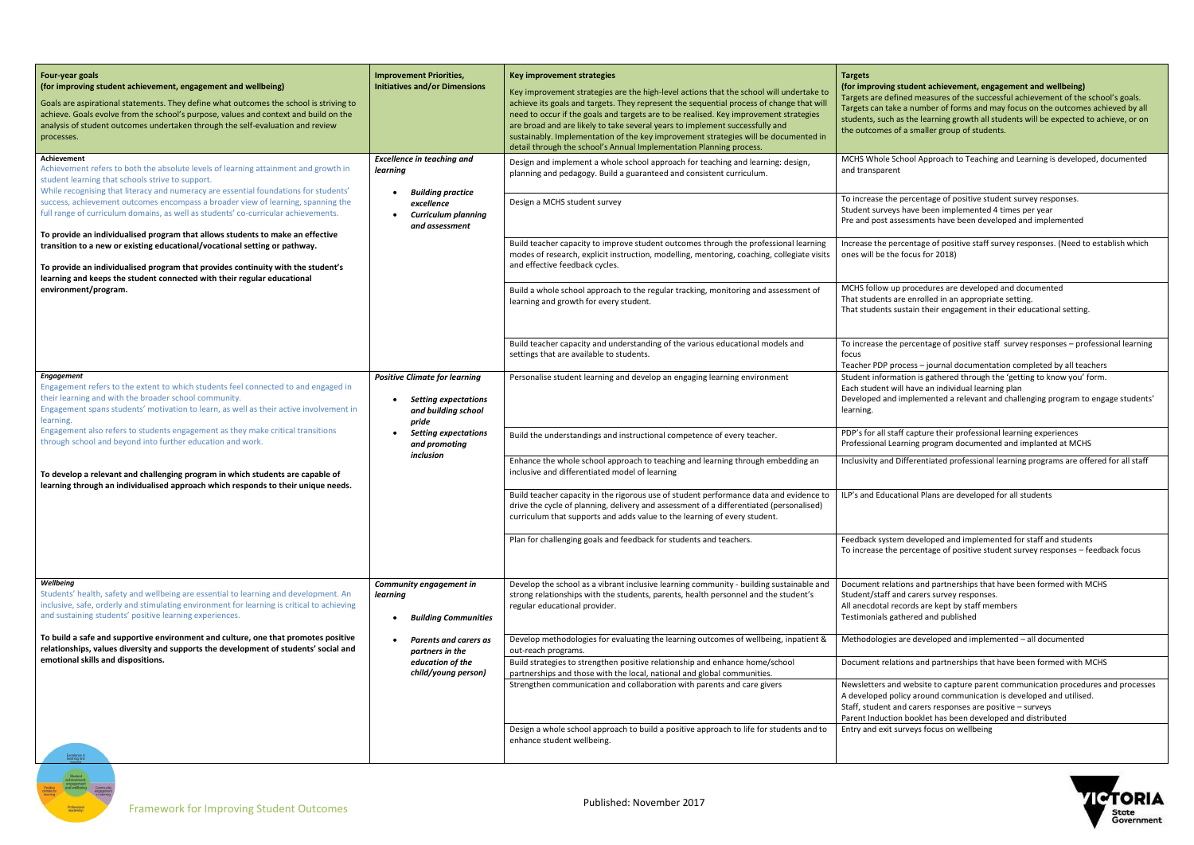| **Four-year goals (for improving student achievement, engagement and wellbeing)** Goals are aspirational statements. They define what outcomes the school is striving to achieve. Goals evolve from the school's purpose, values and context and build on the analysis of student outcomes undertaken through the self-evaluation and review processes. | **Improvement Priorities, Initiatives and/or Dimensions** | **Key improvement strategies** Key improvement strategies are the high-level actions that the school will undertake to achieve its goals and targets. They represent the sequential process of change that will need to occur if the goals and targets are to be realised. Key improvement strategies are broad and are likely to take several years to implement successfully and sustainably. Implementation of the key improvement strategies will be documented in detail through the school's Annual Implementation Planning process. | **Targets (for improving student achievement, engagement and wellbeing)** Targets are defined measures of the successful achievement of the school's goals. Targets can take a number of forms and may focus on the outcomes achieved by all students, such as the learning growth all students will be expected to achieve, or on the outcomes of a smaller group of students. |
|---|---|---|---|
| **Achievement** Achievement refers to both the absolute levels of learning attainment and growth in student learning that schools strive to support. While recognising that literacy and numeracy are essential foundations for students' success, achievement outcomes encompass a broader view of learning, spanning the full range of curriculum domains, as well as students' co-curricular achievements. **To provide an individualised program that allows students to make an effective transition to a new or existing educational/vocational setting or pathway.** **To provide an individualised program that provides continuity with the student's learning and keeps the student connected with their regular educational environment/program.** | ***Excellence in teaching and learning*** • ***Building practice excellence*** • ***Curriculum planning and assessment*** | Design and implement a whole school approach for teaching and learning: design, planning and pedagogy. Build a guaranteed and consistent curriculum. | MCHS Whole School Approach to Teaching and Learning is developed, documented and transparent |
| | | Design a MCHS student survey | To increase the percentage of positive student survey responses. Student surveys have been implemented 4 times per year Pre and post assessments have been developed and implemented |
| | | Build teacher capacity to improve student outcomes through the professional learning modes of research, explicit instruction, modelling, mentoring, coaching, collegiate visits and effective feedback cycles. | Increase the percentage of positive staff survey responses. (Need to establish which ones will be the focus for 2018) |
| | | Build a whole school approach to the regular tracking, monitoring and assessment of learning and growth for every student. | MCHS follow up procedures are developed and documented That students are enrolled in an appropriate setting. That students sustain their engagement in their educational setting. |
| | | Build teacher capacity and understanding of the various educational models and settings that are available to students. | To increase the percentage of positive staff survey responses – professional learning focus Teacher PDP process – journal documentation completed by all teachers |
| ***Engagement*** Engagement refers to the extent to which students feel connected to and engaged in their learning and with the broader school community. Engagement spans students' motivation to learn, as well as their active involvement in learning. Engagement also refers to students engagement as they make critical transitions through school and beyond into further education and work. **To develop a relevant and challenging program in which students are capable of learning through an individualised approach which responds to their unique needs.** | ***Positive Climate for learning*** • ***Setting expectations and building school pride*** • ***Setting expectations and promoting inclusion*** | Personalise student learning and develop an engaging learning environment | Student information is gathered through the 'getting to know you' form. Each student will have an individual learning plan Developed and implemented a relevant and challenging program to engage students' learning. |
| | | Build the understandings and instructional competence of every teacher. | PDP's for all staff capture their professional learning experiences Professional Learning program documented and implanted at MCHS |
| | | Enhance the whole school approach to teaching and learning through embedding an inclusive and differentiated model of learning | Inclusivity and Differentiated professional learning programs are offered for all staff |
| | | Build teacher capacity in the rigorous use of student performance data and evidence to drive the cycle of planning, delivery and assessment of a differentiated (personalised) curriculum that supports and adds value to the learning of every student. | ILP's and Educational Plans are developed for all students |
| | | Plan for challenging goals and feedback for students and teachers. | Feedback system developed and implemented for staff and students To increase the percentage of positive student survey responses – feedback focus |
| ***Wellbeing*** Students' health, safety and wellbeing are essential to learning and development. An inclusive, safe, orderly and stimulating environment for learning is critical to achieving and sustaining students' positive learning experiences. **To build a safe and supportive environment and culture, one that promotes positive relationships, values diversity and supports the development of students' social and emotional skills and dispositions.** | ***Community engagement in learning*** • ***Building Communities*** • ***Parents and carers as partners in the education of the child/young person)*** | Develop the school as a vibrant inclusive learning community - building sustainable and strong relationships with the students, parents, health personnel and the student's regular educational provider. | Document relations and partnerships that have been formed with MCHS Student/staff and carers survey responses. All anecdotal records are kept by staff members Testimonials gathered and published |
| | | Develop methodologies for evaluating the learning outcomes of wellbeing, inpatient & out-reach programs. | Methodologies are developed and implemented – all documented |
| | | Build strategies to strengthen positive relationship and enhance home/school partnerships and those with the local, national and global communities. | Document relations and partnerships that have been formed with MCHS |
| | | Strengthen communication and collaboration with parents and care givers | Newsletters and website to capture parent communication procedures and processes A developed policy around communication is developed and utilised. Staff, student and carers responses are positive – surveys Parent Induction booklet has been developed and distributed |
| | | Design a whole school approach to build a positive approach to life for students and to enhance student wellbeing. | Entry and exit surveys focus on wellbeing |

Framework for Improving Student Outcomes

Published: November 2017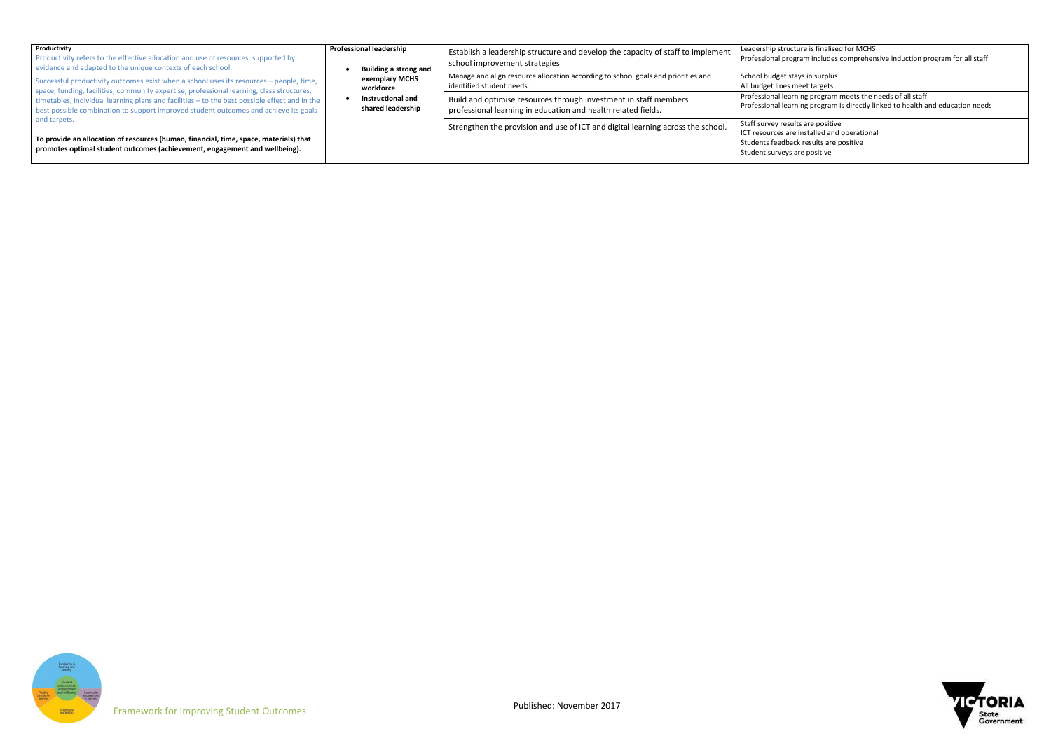| | | | |
|---|---|---|---|
| **Productivity**<br>Productivity refers to the effective allocation and use of resources, supported by evidence and adapted to the unique contexts of each school.<br>Successful productivity outcomes exist when a school uses its resources – people, time, space, funding, facilities, community expertise, professional learning, class structures, timetables, individual learning plans and facilities – to the best possible effect and in the best possible combination to support improved student outcomes and achieve its goals and targets.<br>**To provide an allocation of resources (human, financial, time, space, materials) that promotes optimal student outcomes (achievement, engagement and wellbeing).** | **Professional leadership**<br>• **Building a strong and exemplary MCHS workforce**<br>• **Instructional and shared leadership** | Establish a leadership structure and develop the capacity of staff to implement school improvement strategies | Leadership structure is finalised for MCHS<br>Professional program includes comprehensive induction program for all staff |
| | | Manage and align resource allocation according to school goals and priorities and identified student needs. | School budget stays in surplus<br>All budget lines meet targets |
| | | Build and optimise resources through investment in staff members professional learning in education and health related fields. | Professional learning program meets the needs of all staff<br>Professional learning program is directly linked to health and education needs |
| | | Strengthen the provision and use of ICT and digital learning across the school. | Staff survey results are positive<br>ICT resources are installed and operational<br>Students feedback results are positive<br>Student surveys are positive |

Framework for Improving Student Outcomes

Published: November 2017